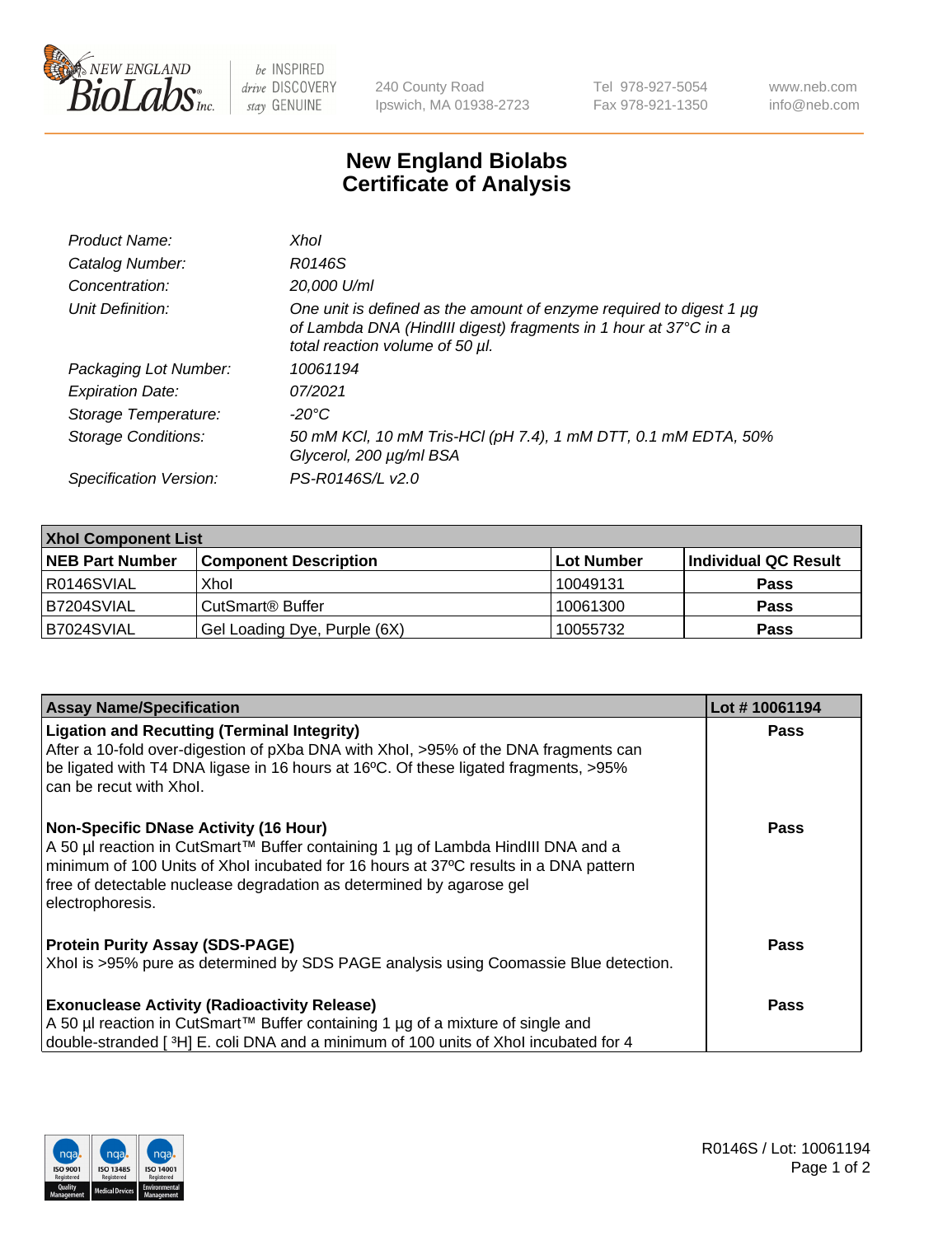# New England Biolabs Certificate of Analysis

| | |
|---|---|
| *Product Name:* | *XhoI* |
| *Catalog Number:* | *R0146S* |
| *Concentration:* | *20,000 U/ml* |
| *Unit Definition:* | *One unit is defined as the amount of enzyme required to digest 1 µg of Lambda DNA (HindIII digest) fragments in 1 hour at 37°C in a total reaction volume of 50 µl.* |
| *Packaging Lot Number:* | *10061194* |
| *Expiration Date:* | *07/2021* |
| *Storage Temperature:* | *-20°C* |
| *Storage Conditions:* | *50 mM KCl, 10 mM Tris-HCl (pH 7.4), 1 mM DTT, 0.1 mM EDTA, 50% Glycerol, 200 µg/ml BSA* |
| *Specification Version:* | *PS-R0146S/L v2.0* |

| XhoI Component List | | | |
|---|---|---|---|
| **NEB Part Number** | **Component Description** | **Lot Number** | **Individual QC Result** |
| R0146SVIAL | XhoI | 10049131 | **Pass** |
| B7204SVIAL | CutSmart® Buffer | 10061300 | **Pass** |
| B7024SVIAL | Gel Loading Dye, Purple (6X) | 10055732 | **Pass** |

| Assay Name/Specification | Lot # 10061194 |
|---|---|
| **Ligation and Recutting (Terminal Integrity)** After a 10-fold over-digestion of pXba DNA with XhoI, >95% of the DNA fragments can be ligated with T4 DNA ligase in 16 hours at 16ºC. Of these ligated fragments, >95% can be recut with XhoI. | **Pass** |
| **Non-Specific DNase Activity (16 Hour)** A 50 µl reaction in CutSmart™ Buffer containing 1 µg of Lambda HindIII DNA and a minimum of 100 Units of XhoI incubated for 16 hours at 37ºC results in a DNA pattern free of detectable nuclease degradation as determined by agarose gel electrophoresis. | **Pass** |
| **Protein Purity Assay (SDS-PAGE)** XhoI is >95% pure as determined by SDS PAGE analysis using Coomassie Blue detection. | **Pass** |
| **Exonuclease Activity (Radioactivity Release)** A 50 µl reaction in CutSmart™ Buffer containing 1 µg of a mixture of single and double-stranded [ $^3$H] E. coli DNA and a minimum of 100 units of XhoI incubated for 4 | **Pass** |

R0146S / Lot: 10061194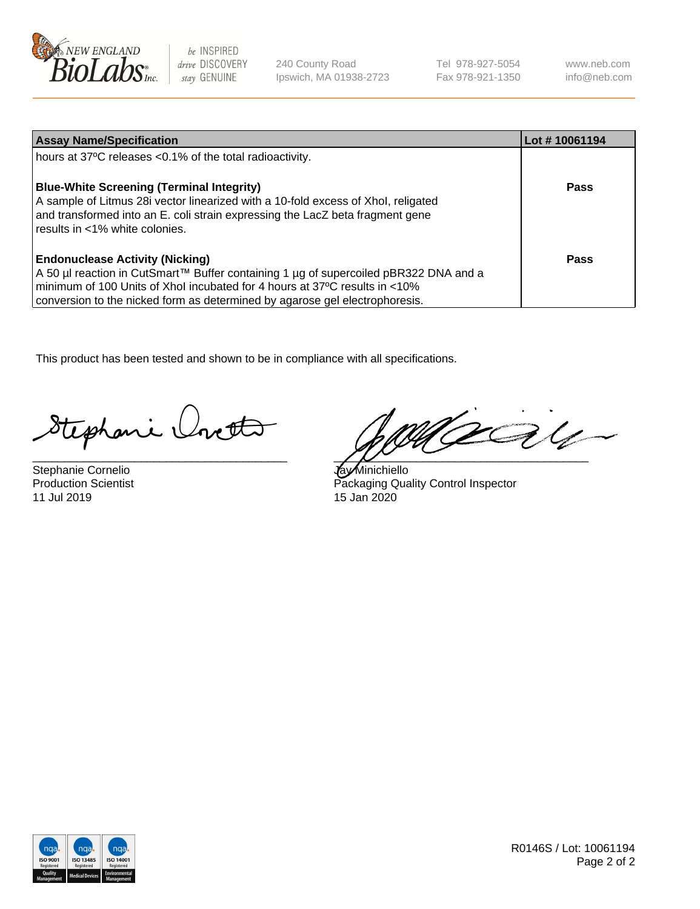| Assay Name/Specification | Lot # 10061194 |
|---|---|
| hours at 37ºC releases <0.1% of the total radioactivity. | |
| **Blue-White Screening (Terminal Integrity)** A sample of Litmus 28i vector linearized with a 10-fold excess of XhoI, religated and transformed into an E. coli strain expressing the LacZ beta fragment gene results in <1% white colonies. | **Pass** |
| **Endonuclease Activity (Nicking)** A 50 µl reaction in CutSmart™ Buffer containing 1 µg of supercoiled pBR322 DNA and a minimum of 100 Units of XhoI incubated for 4 hours at 37ºC results in <10% conversion to the nicked form as determined by agarose gel electrophoresis. | **Pass** |

This product has been tested and shown to be in compliance with all specifications.

Stephanie Cornelio
Production Scientist
11 Jul 2019

Jay Minichiello
Packaging Quality Control Inspector
15 Jan 2020

R0146S / Lot: 10061194